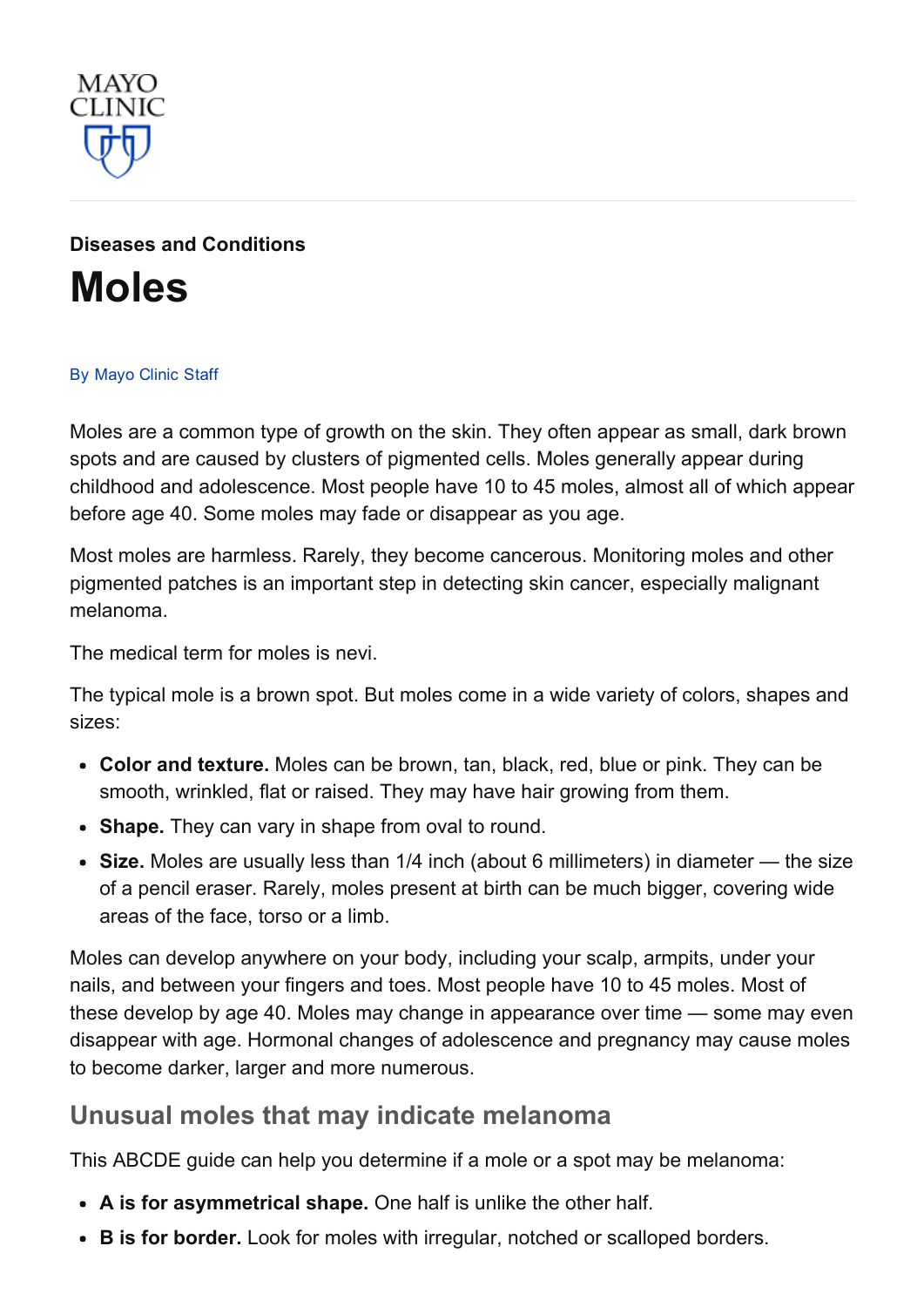MAYO CLINIC

**Diseases and Conditions**

# Moles

By Mayo Clinic Staff

Moles are a common type of growth on the skin. They often appear as small, dark brown spots and are caused by clusters of pigmented cells. Moles generally appear during childhood and adolescence. Most people have 10 to 45 moles, almost all of which appear before age 40. Some moles may fade or disappear as you age.

Most moles are harmless. Rarely, they become cancerous. Monitoring moles and other pigmented patches is an important step in detecting skin cancer, especially malignant melanoma.

The medical term for moles is nevi.

The typical mole is a brown spot. But moles come in a wide variety of colors, shapes and sizes:

- **Color and texture.** Moles can be brown, tan, black, red, blue or pink. They can be smooth, wrinkled, flat or raised. They may have hair growing from them.
- **Shape.** They can vary in shape from oval to round.
- **Size.** Moles are usually less than 1/4 inch (about 6 millimeters) in diameter — the size of a pencil eraser. Rarely, moles present at birth can be much bigger, covering wide areas of the face, torso or a limb.

Moles can develop anywhere on your body, including your scalp, armpits, under your nails, and between your fingers and toes. Most people have 10 to 45 moles. Most of these develop by age 40. Moles may change in appearance over time — some may even disappear with age. Hormonal changes of adolescence and pregnancy may cause moles to become darker, larger and more numerous.

## Unusual moles that may indicate melanoma

This ABCDE guide can help you determine if a mole or a spot may be melanoma:

- **A is for asymmetrical shape.** One half is unlike the other half.
- **B is for border.** Look for moles with irregular, notched or scalloped borders.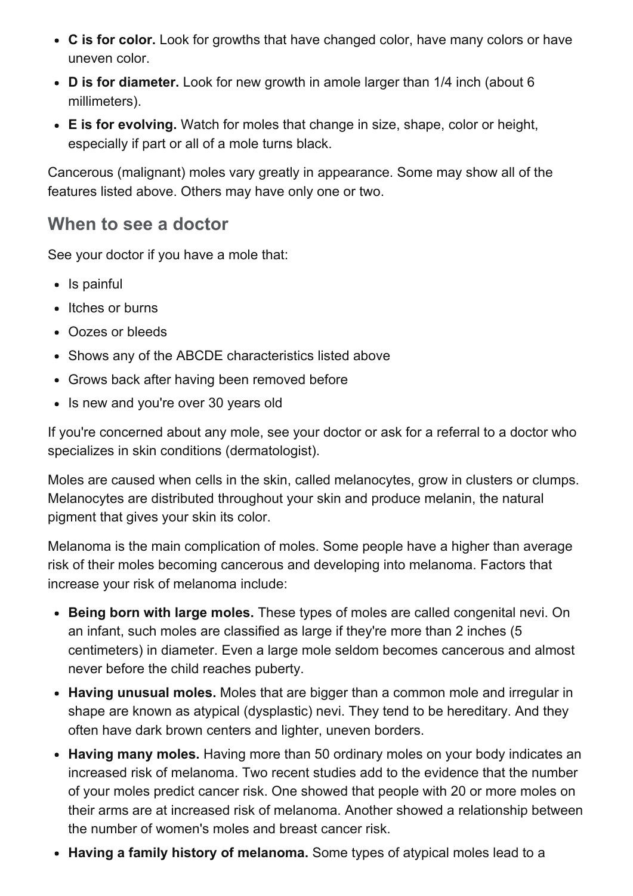- **C is for color.** Look for growths that have changed color, have many colors or have uneven color.
- **D is for diameter.** Look for new growth in amole larger than 1/4 inch (about 6 millimeters).
- **E is for evolving.** Watch for moles that change in size, shape, color or height, especially if part or all of a mole turns black.

Cancerous (malignant) moles vary greatly in appearance. Some may show all of the features listed above. Others may have only one or two.

## When to see a doctor

See your doctor if you have a mole that:

- Is painful
- Itches or burns
- Oozes or bleeds
- Shows any of the ABCDE characteristics listed above
- Grows back after having been removed before
- Is new and you're over 30 years old

If you're concerned about any mole, see your doctor or ask for a referral to a doctor who specializes in skin conditions (dermatologist).

Moles are caused when cells in the skin, called melanocytes, grow in clusters or clumps. Melanocytes are distributed throughout your skin and produce melanin, the natural pigment that gives your skin its color.

Melanoma is the main complication of moles. Some people have a higher than average risk of their moles becoming cancerous and developing into melanoma. Factors that increase your risk of melanoma include:

- **Being born with large moles.** These types of moles are called congenital nevi. On an infant, such moles are classified as large if they're more than 2 inches (5 centimeters) in diameter. Even a large mole seldom becomes cancerous and almost never before the child reaches puberty.
- **Having unusual moles.** Moles that are bigger than a common mole and irregular in shape are known as atypical (dysplastic) nevi. They tend to be hereditary. And they often have dark brown centers and lighter, uneven borders.
- **Having many moles.** Having more than 50 ordinary moles on your body indicates an increased risk of melanoma. Two recent studies add to the evidence that the number of your moles predict cancer risk. One showed that people with 20 or more moles on their arms are at increased risk of melanoma. Another showed a relationship between the number of women's moles and breast cancer risk.
- **Having a family history of melanoma.** Some types of atypical moles lead to a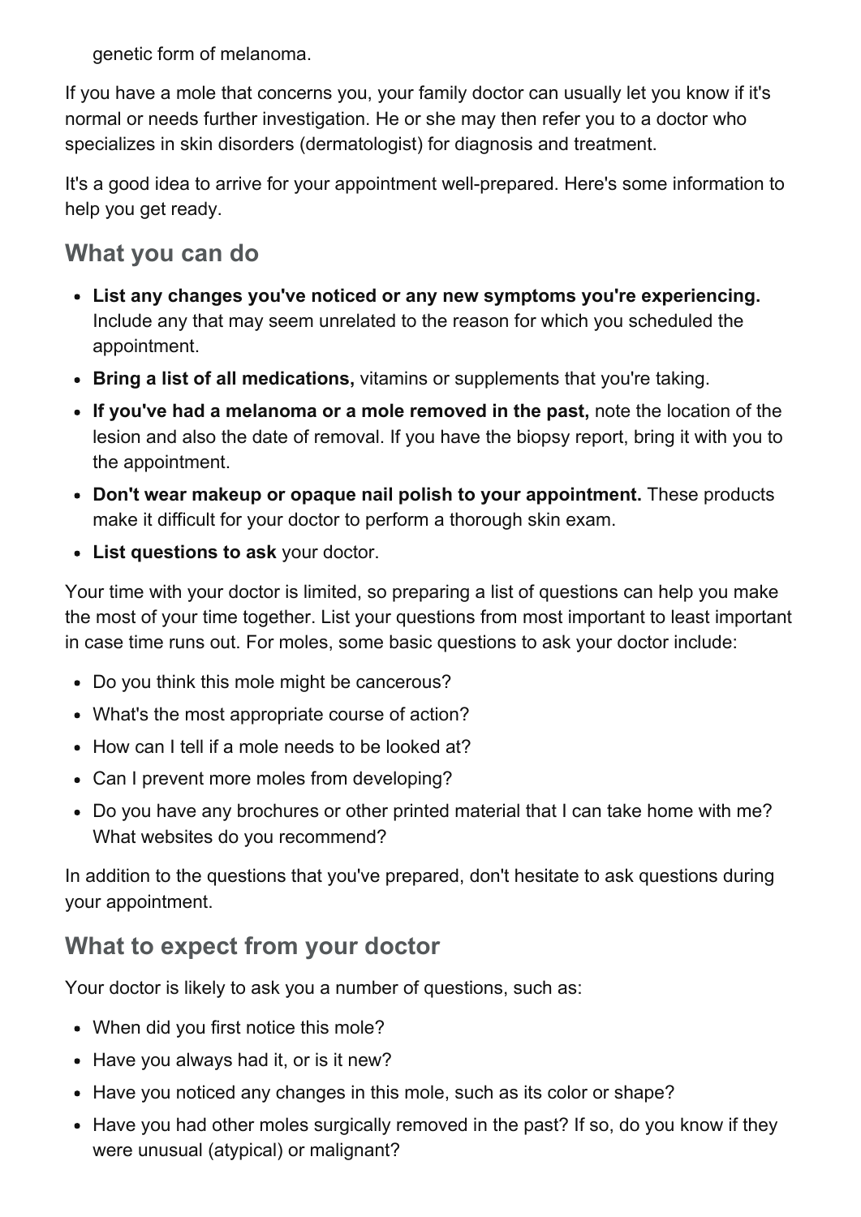genetic form of melanoma.

If you have a mole that concerns you, your family doctor can usually let you know if it's normal or needs further investigation. He or she may then refer you to a doctor who specializes in skin disorders (dermatologist) for diagnosis and treatment.

It's a good idea to arrive for your appointment well-prepared. Here's some information to help you get ready.

## What you can do

- **List any changes you've noticed or any new symptoms you're experiencing.** Include any that may seem unrelated to the reason for which you scheduled the appointment.
- **Bring a list of all medications,** vitamins or supplements that you're taking.
- **If you've had a melanoma or a mole removed in the past,** note the location of the lesion and also the date of removal. If you have the biopsy report, bring it with you to the appointment.
- **Don't wear makeup or opaque nail polish to your appointment.** These products make it difficult for your doctor to perform a thorough skin exam.
- **List questions to ask** your doctor.

Your time with your doctor is limited, so preparing a list of questions can help you make the most of your time together. List your questions from most important to least important in case time runs out. For moles, some basic questions to ask your doctor include:

- Do you think this mole might be cancerous?
- What's the most appropriate course of action?
- How can I tell if a mole needs to be looked at?
- Can I prevent more moles from developing?
- Do you have any brochures or other printed material that I can take home with me? What websites do you recommend?

In addition to the questions that you've prepared, don't hesitate to ask questions during your appointment.

## What to expect from your doctor

Your doctor is likely to ask you a number of questions, such as:

- When did you first notice this mole?
- Have you always had it, or is it new?
- Have you noticed any changes in this mole, such as its color or shape?
- Have you had other moles surgically removed in the past? If so, do you know if they were unusual (atypical) or malignant?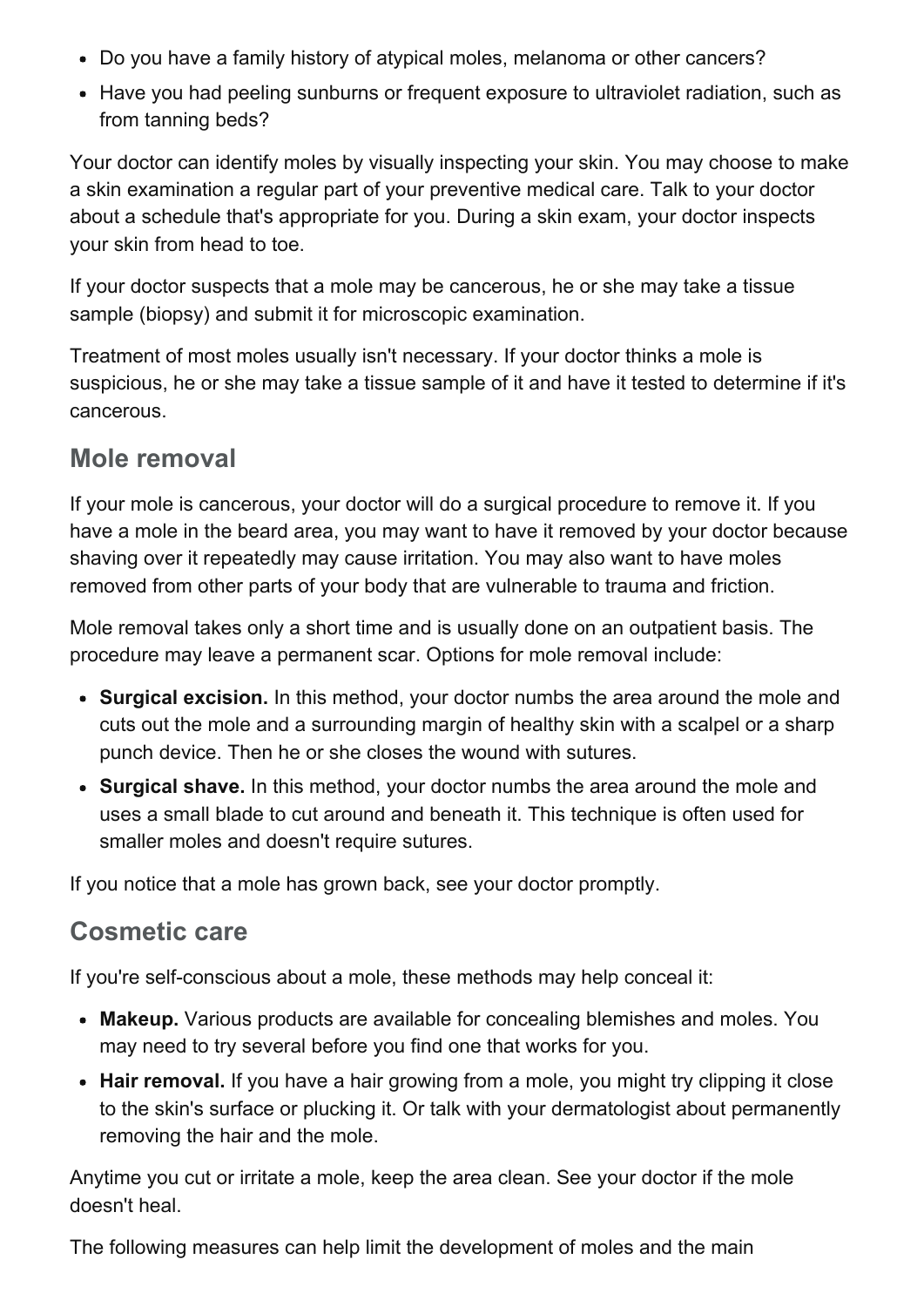- Do you have a family history of atypical moles, melanoma or other cancers?
- Have you had peeling sunburns or frequent exposure to ultraviolet radiation, such as from tanning beds?

Your doctor can identify moles by visually inspecting your skin. You may choose to make a skin examination a regular part of your preventive medical care. Talk to your doctor about a schedule that's appropriate for you. During a skin exam, your doctor inspects your skin from head to toe.

If your doctor suspects that a mole may be cancerous, he or she may take a tissue sample (biopsy) and submit it for microscopic examination.

Treatment of most moles usually isn't necessary. If your doctor thinks a mole is suspicious, he or she may take a tissue sample of it and have it tested to determine if it's cancerous.

## Mole removal

If your mole is cancerous, your doctor will do a surgical procedure to remove it. If you have a mole in the beard area, you may want to have it removed by your doctor because shaving over it repeatedly may cause irritation. You may also want to have moles removed from other parts of your body that are vulnerable to trauma and friction.

Mole removal takes only a short time and is usually done on an outpatient basis. The procedure may leave a permanent scar. Options for mole removal include:

- **Surgical excision.** In this method, your doctor numbs the area around the mole and cuts out the mole and a surrounding margin of healthy skin with a scalpel or a sharp punch device. Then he or she closes the wound with sutures.
- **Surgical shave.** In this method, your doctor numbs the area around the mole and uses a small blade to cut around and beneath it. This technique is often used for smaller moles and doesn't require sutures.

If you notice that a mole has grown back, see your doctor promptly.

## Cosmetic care

If you're self-conscious about a mole, these methods may help conceal it:

- **Makeup.** Various products are available for concealing blemishes and moles. You may need to try several before you find one that works for you.
- **Hair removal.** If you have a hair growing from a mole, you might try clipping it close to the skin's surface or plucking it. Or talk with your dermatologist about permanently removing the hair and the mole.

Anytime you cut or irritate a mole, keep the area clean. See your doctor if the mole doesn't heal.

The following measures can help limit the development of moles and the main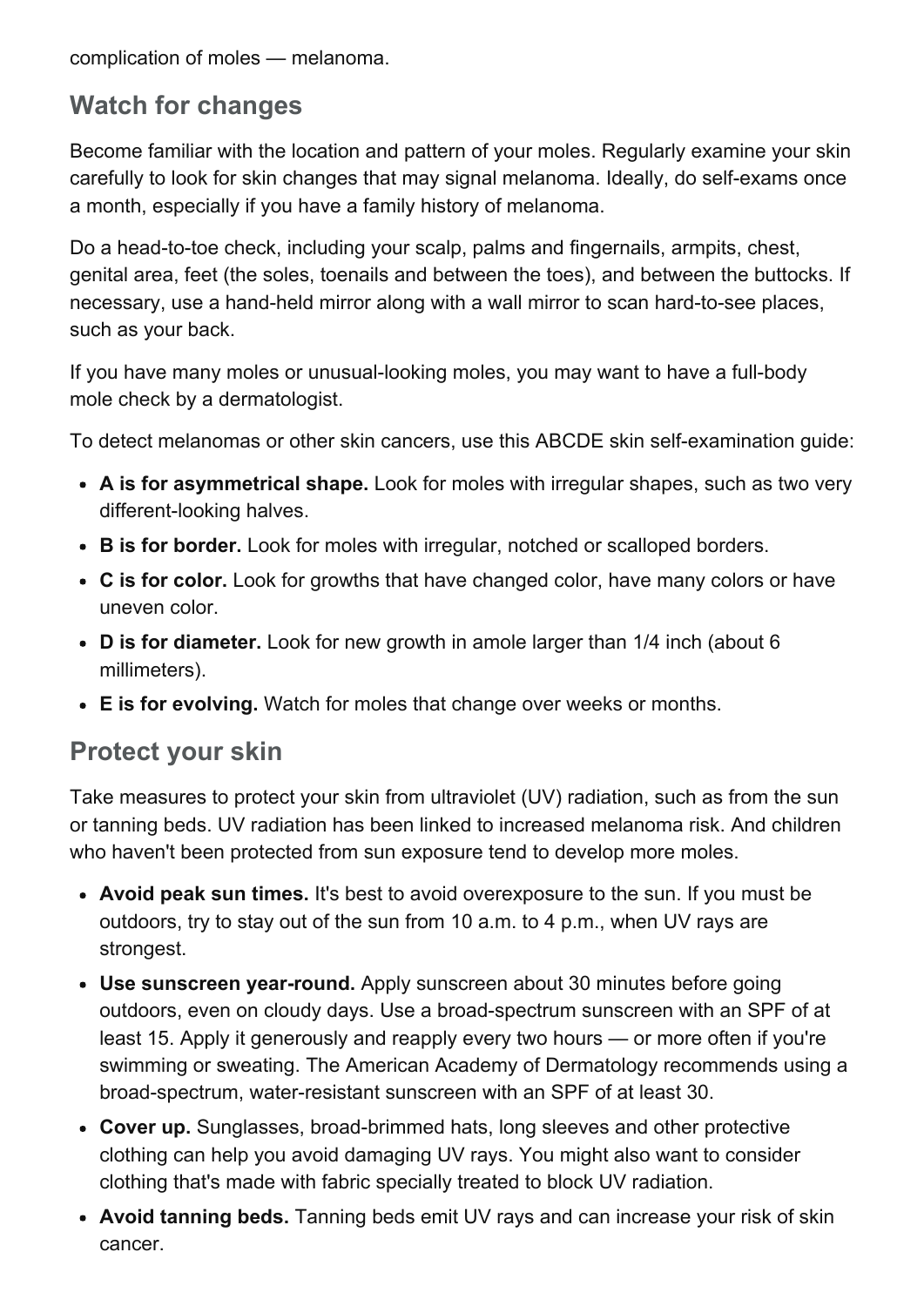complication of moles — melanoma.

## Watch for changes

Become familiar with the location and pattern of your moles. Regularly examine your skin carefully to look for skin changes that may signal melanoma. Ideally, do self-exams once a month, especially if you have a family history of melanoma.

Do a head-to-toe check, including your scalp, palms and fingernails, armpits, chest, genital area, feet (the soles, toenails and between the toes), and between the buttocks. If necessary, use a hand-held mirror along with a wall mirror to scan hard-to-see places, such as your back.

If you have many moles or unusual-looking moles, you may want to have a full-body mole check by a dermatologist.

To detect melanomas or other skin cancers, use this ABCDE skin self-examination guide:

- **A is for asymmetrical shape.** Look for moles with irregular shapes, such as two very different-looking halves.
- **B is for border.** Look for moles with irregular, notched or scalloped borders.
- **C is for color.** Look for growths that have changed color, have many colors or have uneven color.
- **D is for diameter.** Look for new growth in amole larger than 1/4 inch (about 6 millimeters).
- **E is for evolving.** Watch for moles that change over weeks or months.

## Protect your skin

Take measures to protect your skin from ultraviolet (UV) radiation, such as from the sun or tanning beds. UV radiation has been linked to increased melanoma risk. And children who haven't been protected from sun exposure tend to develop more moles.

- **Avoid peak sun times.** It's best to avoid overexposure to the sun. If you must be outdoors, try to stay out of the sun from 10 a.m. to 4 p.m., when UV rays are strongest.
- **Use sunscreen year-round.** Apply sunscreen about 30 minutes before going outdoors, even on cloudy days. Use a broad-spectrum sunscreen with an SPF of at least 15. Apply it generously and reapply every two hours — or more often if you're swimming or sweating. The American Academy of Dermatology recommends using a broad-spectrum, water-resistant sunscreen with an SPF of at least 30.
- **Cover up.** Sunglasses, broad-brimmed hats, long sleeves and other protective clothing can help you avoid damaging UV rays. You might also want to consider clothing that's made with fabric specially treated to block UV radiation.
- **Avoid tanning beds.** Tanning beds emit UV rays and can increase your risk of skin cancer.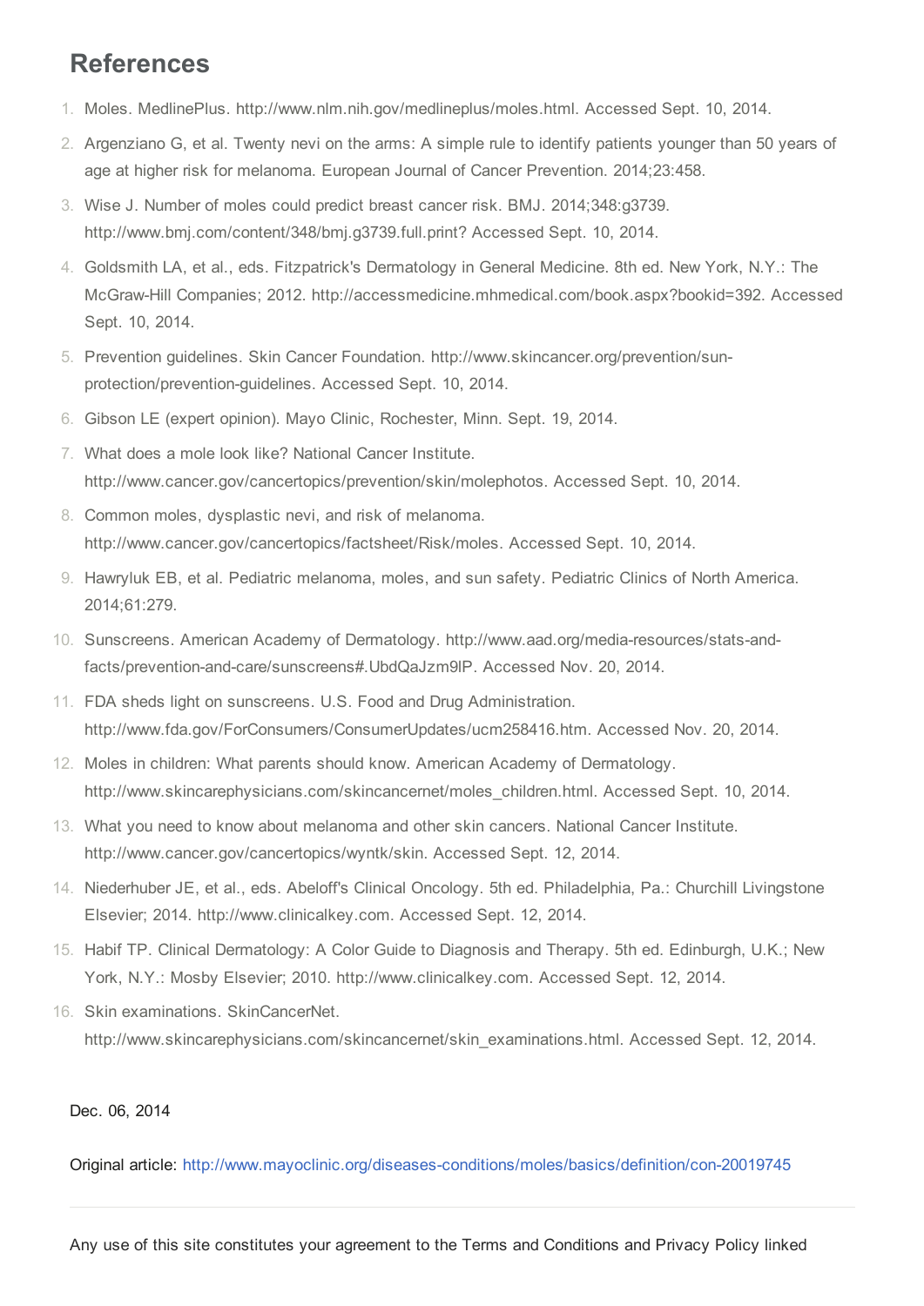## References

1. Moles. MedlinePlus. http://www.nlm.nih.gov/medlineplus/moles.html. Accessed Sept. 10, 2014.
2. Argenziano G, et al. Twenty nevi on the arms: A simple rule to identify patients younger than 50 years of age at higher risk for melanoma. European Journal of Cancer Prevention. 2014;23:458.
3. Wise J. Number of moles could predict breast cancer risk. BMJ. 2014;348:g3739. http://www.bmj.com/content/348/bmj.g3739.full.print? Accessed Sept. 10, 2014.
4. Goldsmith LA, et al., eds. Fitzpatrick's Dermatology in General Medicine. 8th ed. New York, N.Y.: The McGraw-Hill Companies; 2012. http://accessmedicine.mhmedical.com/book.aspx?bookid=392. Accessed Sept. 10, 2014.
5. Prevention guidelines. Skin Cancer Foundation. http://www.skincancer.org/prevention/sun-protection/prevention-guidelines. Accessed Sept. 10, 2014.
6. Gibson LE (expert opinion). Mayo Clinic, Rochester, Minn. Sept. 19, 2014.
7. What does a mole look like? National Cancer Institute. http://www.cancer.gov/cancertopics/prevention/skin/molephotos. Accessed Sept. 10, 2014.
8. Common moles, dysplastic nevi, and risk of melanoma. http://www.cancer.gov/cancertopics/factsheet/Risk/moles. Accessed Sept. 10, 2014.
9. Hawryluk EB, et al. Pediatric melanoma, moles, and sun safety. Pediatric Clinics of North America. 2014;61:279.
10. Sunscreens. American Academy of Dermatology. http://www.aad.org/media-resources/stats-and-facts/prevention-and-care/sunscreens#.UbdQaJzm9lP. Accessed Nov. 20, 2014.
11. FDA sheds light on sunscreens. U.S. Food and Drug Administration. http://www.fda.gov/ForConsumers/ConsumerUpdates/ucm258416.htm. Accessed Nov. 20, 2014.
12. Moles in children: What parents should know. American Academy of Dermatology. http://www.skincarephysicians.com/skincancernet/moles_children.html. Accessed Sept. 10, 2014.
13. What you need to know about melanoma and other skin cancers. National Cancer Institute. http://www.cancer.gov/cancertopics/wyntk/skin. Accessed Sept. 12, 2014.
14. Niederhuber JE, et al., eds. Abeloff's Clinical Oncology. 5th ed. Philadelphia, Pa.: Churchill Livingstone Elsevier; 2014. http://www.clinicalkey.com. Accessed Sept. 12, 2014.
15. Habif TP. Clinical Dermatology: A Color Guide to Diagnosis and Therapy. 5th ed. Edinburgh, U.K.; New York, N.Y.: Mosby Elsevier; 2010. http://www.clinicalkey.com. Accessed Sept. 12, 2014.
16. Skin examinations. SkinCancerNet. http://www.skincarephysicians.com/skincancernet/skin_examinations.html. Accessed Sept. 12, 2014.

Dec. 06, 2014

Original article: http://www.mayoclinic.org/diseases-conditions/moles/basics/definition/con-20019745

---

Any use of this site constitutes your agreement to the Terms and Conditions and Privacy Policy linked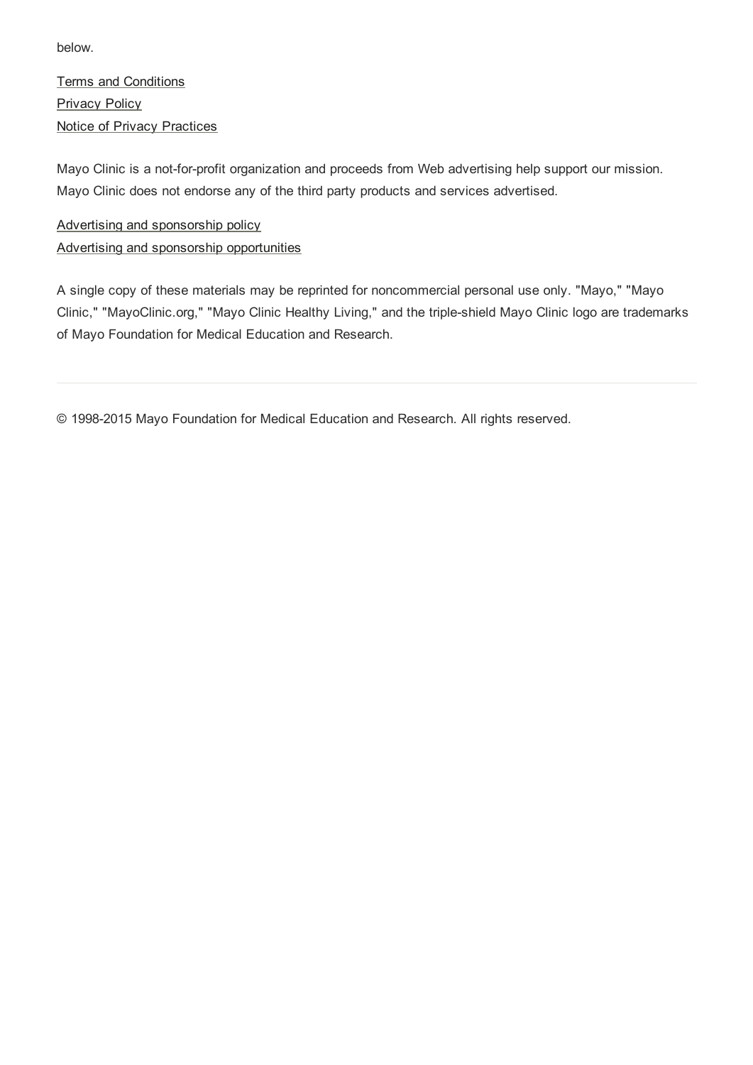below.

Terms and Conditions
Privacy Policy
Notice of Privacy Practices

Mayo Clinic is a not-for-profit organization and proceeds from Web advertising help support our mission. Mayo Clinic does not endorse any of the third party products and services advertised.

Advertising and sponsorship policy
Advertising and sponsorship opportunities

A single copy of these materials may be reprinted for noncommercial personal use only. "Mayo," "Mayo Clinic," "MayoClinic.org," "Mayo Clinic Healthy Living," and the triple-shield Mayo Clinic logo are trademarks of Mayo Foundation for Medical Education and Research.

---

© 1998-2015 Mayo Foundation for Medical Education and Research. All rights reserved.